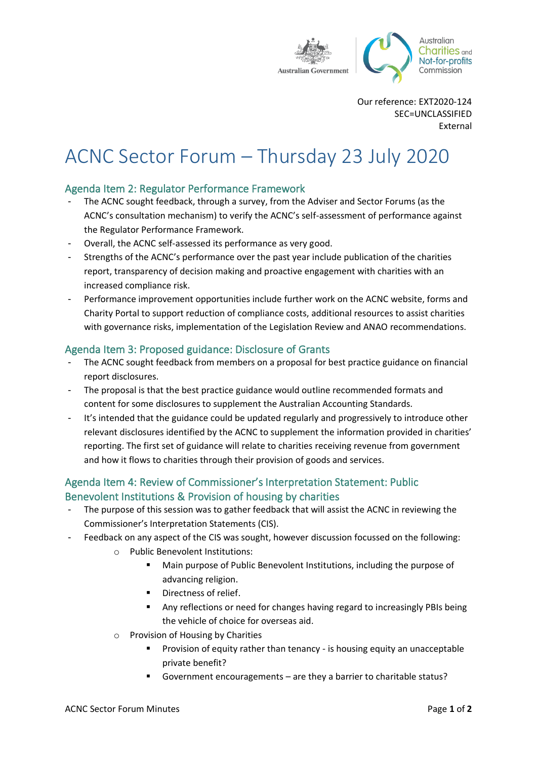Our reference: EXT2020-124
SEC=UNCLASSIFIED
External

# ACNC Sector Forum – Thursday 23 July 2020

## Agenda Item 2: Regulator Performance Framework

- The ACNC sought feedback, through a survey, from the Adviser and Sector Forums (as the ACNC's consultation mechanism) to verify the ACNC's self-assessment of performance against the Regulator Performance Framework.
- Overall, the ACNC self-assessed its performance as very good.
- Strengths of the ACNC's performance over the past year include publication of the charities report, transparency of decision making and proactive engagement with charities with an increased compliance risk.
- Performance improvement opportunities include further work on the ACNC website, forms and Charity Portal to support reduction of compliance costs, additional resources to assist charities with governance risks, implementation of the Legislation Review and ANAO recommendations.

## Agenda Item 3: Proposed guidance: Disclosure of Grants

- The ACNC sought feedback from members on a proposal for best practice guidance on financial report disclosures.
- The proposal is that the best practice guidance would outline recommended formats and content for some disclosures to supplement the Australian Accounting Standards.
- It's intended that the guidance could be updated regularly and progressively to introduce other relevant disclosures identified by the ACNC to supplement the information provided in charities' reporting. The first set of guidance will relate to charities receiving revenue from government and how it flows to charities through their provision of goods and services.

## Agenda Item 4: Review of Commissioner's Interpretation Statement: Public Benevolent Institutions & Provision of housing by charities

- The purpose of this session was to gather feedback that will assist the ACNC in reviewing the Commissioner's Interpretation Statements (CIS).
- Feedback on any aspect of the CIS was sought, however discussion focussed on the following:
  - Public Benevolent Institutions:
    - Main purpose of Public Benevolent Institutions, including the purpose of advancing religion.
    - Directness of relief.
    - Any reflections or need for changes having regard to increasingly PBIs being the vehicle of choice for overseas aid.
  - Provision of Housing by Charities
    - Provision of equity rather than tenancy - is housing equity an unacceptable private benefit?
    - Government encouragements – are they a barrier to charitable status?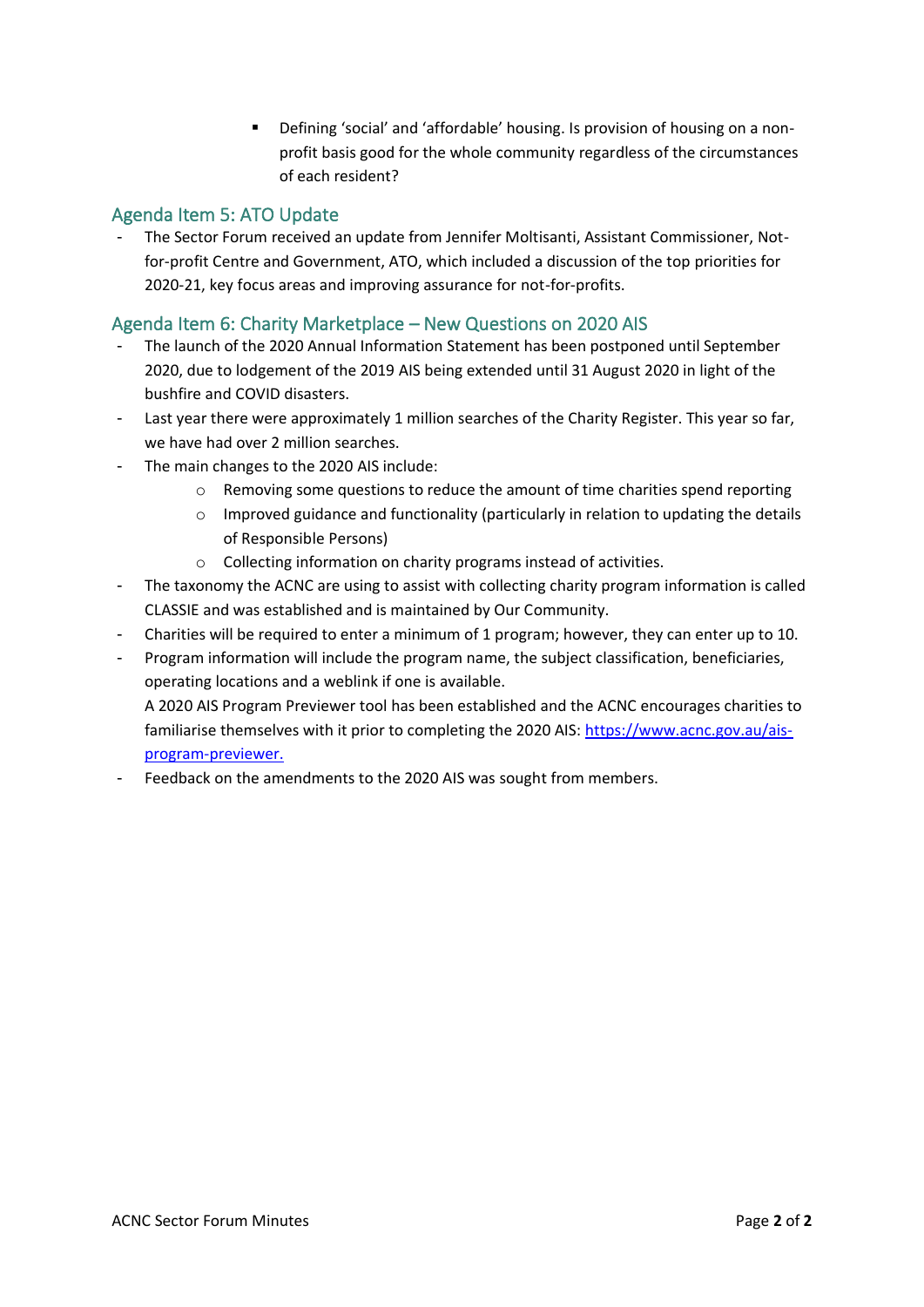- Defining 'social' and 'affordable' housing. Is provision of housing on a non-profit basis good for the whole community regardless of the circumstances of each resident?

## Agenda Item 5: ATO Update

- The Sector Forum received an update from Jennifer Moltisanti, Assistant Commissioner, Not-for-profit Centre and Government, ATO, which included a discussion of the top priorities for 2020-21, key focus areas and improving assurance for not-for-profits.

## Agenda Item 6: Charity Marketplace – New Questions on 2020 AIS

- The launch of the 2020 Annual Information Statement has been postponed until September 2020, due to lodgement of the 2019 AIS being extended until 31 August 2020 in light of the bushfire and COVID disasters.
- Last year there were approximately 1 million searches of the Charity Register. This year so far, we have had over 2 million searches.
- The main changes to the 2020 AIS include:
  - Removing some questions to reduce the amount of time charities spend reporting
  - Improved guidance and functionality (particularly in relation to updating the details of Responsible Persons)
  - Collecting information on charity programs instead of activities.
- The taxonomy the ACNC are using to assist with collecting charity program information is called CLASSIE and was established and is maintained by Our Community.
- Charities will be required to enter a minimum of 1 program; however, they can enter up to 10.
- Program information will include the program name, the subject classification, beneficiaries, operating locations and a weblink if one is available.
  A 2020 AIS Program Previewer tool has been established and the ACNC encourages charities to familiarise themselves with it prior to completing the 2020 AIS: [https://www.acnc.gov.au/ais-program-previewer.](https://www.acnc.gov.au/ais-program-previewer)
- Feedback on the amendments to the 2020 AIS was sought from members.